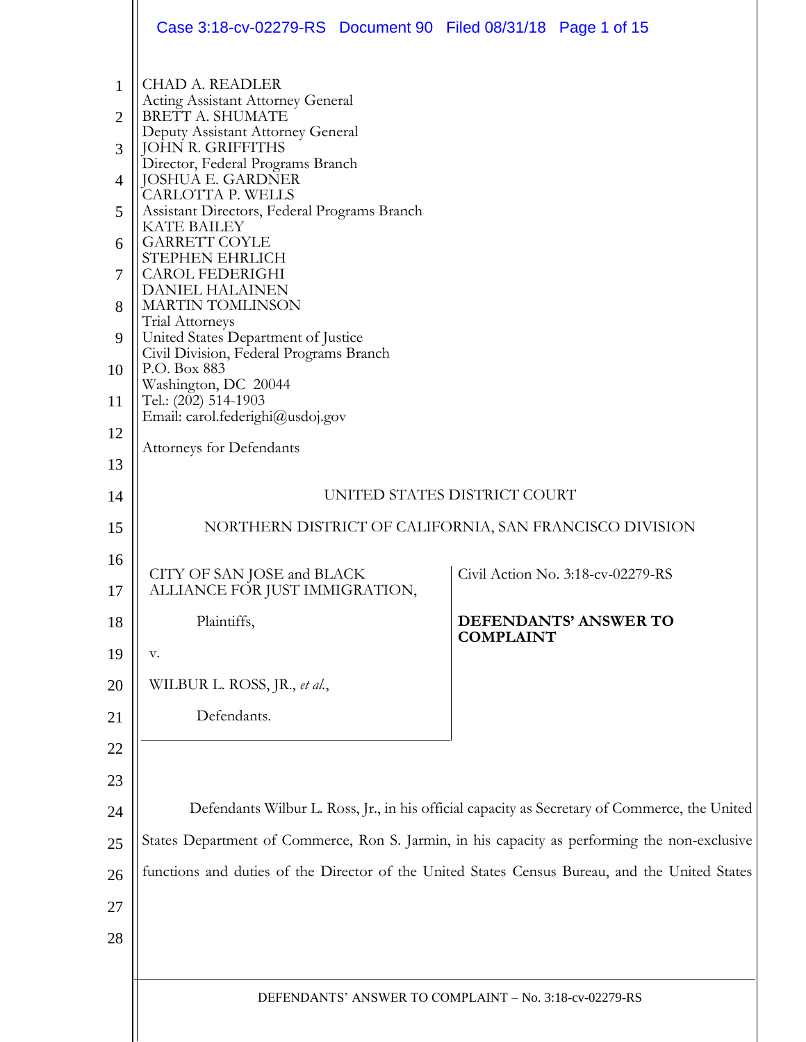CHAD A. READLER
Acting Assistant Attorney General
BRETT A. SHUMATE
Deputy Assistant Attorney General
JOHN R. GRIFFITHS
Director, Federal Programs Branch
JOSHUA E. GARDNER
CARLOTTA P. WELLS
Assistant Directors, Federal Programs Branch
KATE BAILEY
GARRETT COYLE
STEPHEN EHRLICH
CAROL FEDERIGHI
DANIEL HALAINEN
MARTIN TOMLINSON
Trial Attorneys
United States Department of Justice
Civil Division, Federal Programs Branch
P.O. Box 883
Washington, DC 20044
Tel.: (202) 514-1903
Email: carol.federighi@usdoj.gov

Attorneys for Defendants

UNITED STATES DISTRICT COURT

NORTHERN DISTRICT OF CALIFORNIA, SAN FRANCISCO DIVISION

| | |
|---|---|
| CITY OF SAN JOSE and BLACK ALLIANCE FOR JUST IMMIGRATION,<br><br>Plaintiffs,<br><br>v.<br><br>WILBUR L. ROSS, JR., *et al.*,<br><br>Defendants. | Civil Action No. 3:18-cv-02279-RS<br><br>**DEFENDANTS' ANSWER TO COMPLAINT** |

Defendants Wilbur L. Ross, Jr., in his official capacity as Secretary of Commerce, the United States Department of Commerce, Ron S. Jarmin, in his capacity as performing the non-exclusive functions and duties of the Director of the United States Census Bureau, and the United States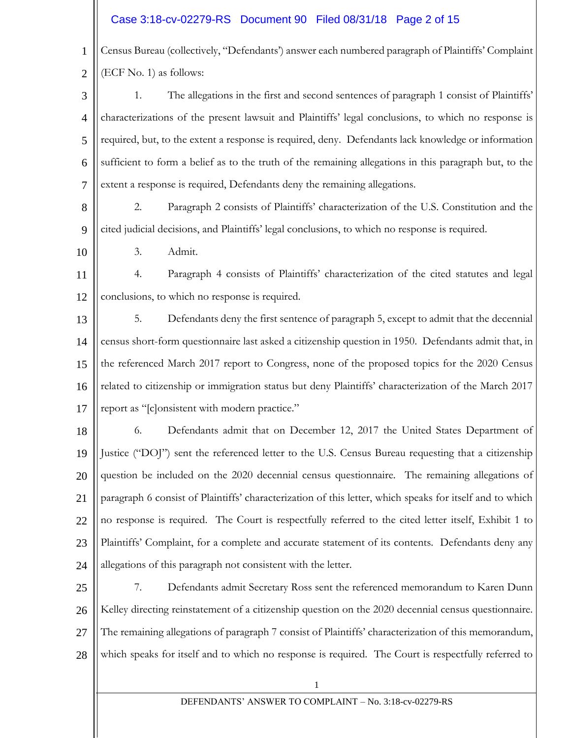Census Bureau (collectively, "Defendants') answer each numbered paragraph of Plaintiffs' Complaint (ECF No. 1) as follows:

1. The allegations in the first and second sentences of paragraph 1 consist of Plaintiffs' characterizations of the present lawsuit and Plaintiffs' legal conclusions, to which no response is required, but, to the extent a response is required, deny. Defendants lack knowledge or information sufficient to form a belief as to the truth of the remaining allegations in this paragraph but, to the extent a response is required, Defendants deny the remaining allegations.

2. Paragraph 2 consists of Plaintiffs' characterization of the U.S. Constitution and the cited judicial decisions, and Plaintiffs' legal conclusions, to which no response is required.

3. Admit.

4. Paragraph 4 consists of Plaintiffs' characterization of the cited statutes and legal conclusions, to which no response is required.

5. Defendants deny the first sentence of paragraph 5, except to admit that the decennial census short-form questionnaire last asked a citizenship question in 1950. Defendants admit that, in the referenced March 2017 report to Congress, none of the proposed topics for the 2020 Census related to citizenship or immigration status but deny Plaintiffs' characterization of the March 2017 report as "[c]onsistent with modern practice."

6. Defendants admit that on December 12, 2017 the United States Department of Justice ("DOJ") sent the referenced letter to the U.S. Census Bureau requesting that a citizenship question be included on the 2020 decennial census questionnaire. The remaining allegations of paragraph 6 consist of Plaintiffs' characterization of this letter, which speaks for itself and to which no response is required. The Court is respectfully referred to the cited letter itself, Exhibit 1 to Plaintiffs' Complaint, for a complete and accurate statement of its contents. Defendants deny any allegations of this paragraph not consistent with the letter.

7. Defendants admit Secretary Ross sent the referenced memorandum to Karen Dunn Kelley directing reinstatement of a citizenship question on the 2020 decennial census questionnaire. The remaining allegations of paragraph 7 consist of Plaintiffs' characterization of this memorandum, which speaks for itself and to which no response is required. The Court is respectfully referred to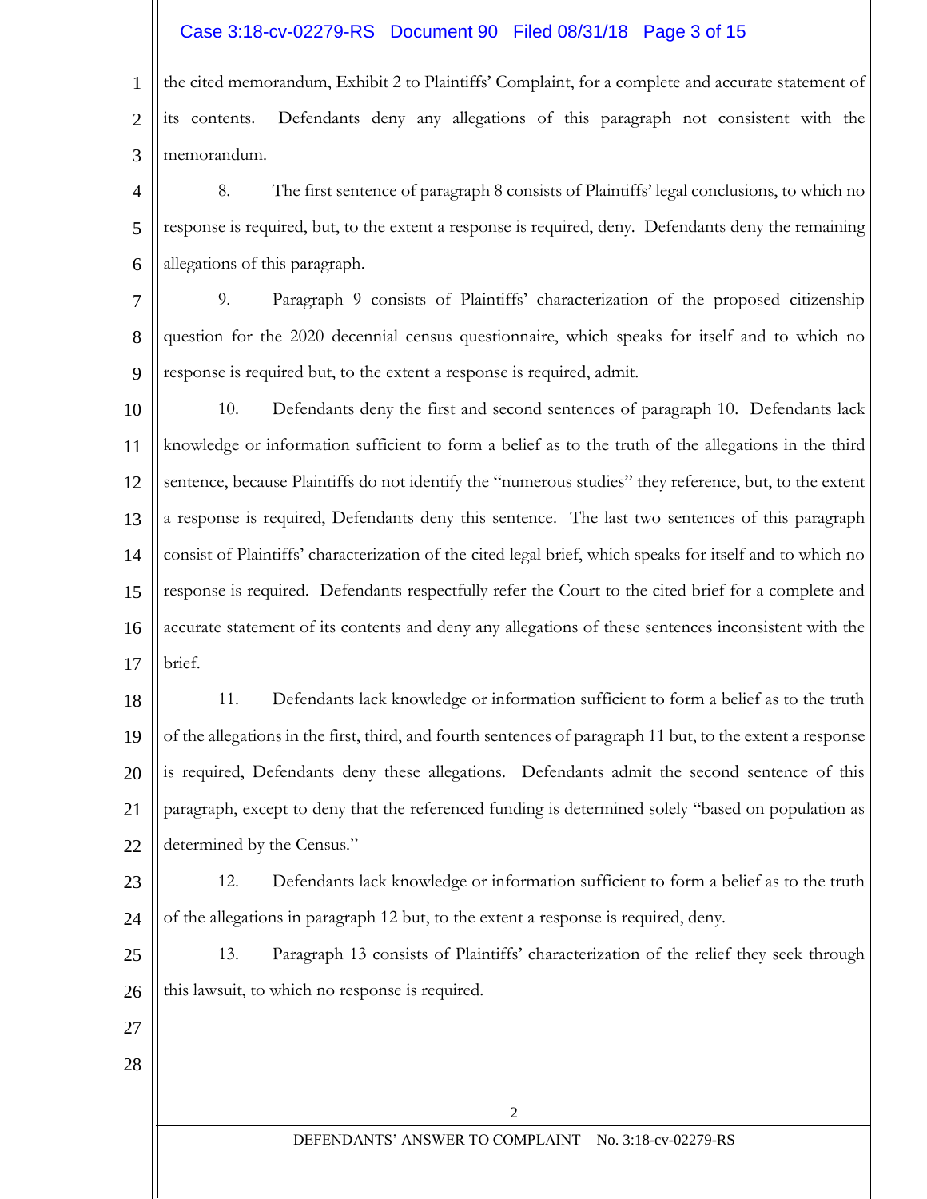the cited memorandum, Exhibit 2 to Plaintiffs' Complaint, for a complete and accurate statement of its contents. Defendants deny any allegations of this paragraph not consistent with the memorandum.

8. The first sentence of paragraph 8 consists of Plaintiffs' legal conclusions, to which no response is required, but, to the extent a response is required, deny. Defendants deny the remaining allegations of this paragraph.

9. Paragraph 9 consists of Plaintiffs' characterization of the proposed citizenship question for the 2020 decennial census questionnaire, which speaks for itself and to which no response is required but, to the extent a response is required, admit.

10. Defendants deny the first and second sentences of paragraph 10. Defendants lack knowledge or information sufficient to form a belief as to the truth of the allegations in the third sentence, because Plaintiffs do not identify the "numerous studies" they reference, but, to the extent a response is required, Defendants deny this sentence. The last two sentences of this paragraph consist of Plaintiffs' characterization of the cited legal brief, which speaks for itself and to which no response is required. Defendants respectfully refer the Court to the cited brief for a complete and accurate statement of its contents and deny any allegations of these sentences inconsistent with the brief.

11. Defendants lack knowledge or information sufficient to form a belief as to the truth of the allegations in the first, third, and fourth sentences of paragraph 11 but, to the extent a response is required, Defendants deny these allegations. Defendants admit the second sentence of this paragraph, except to deny that the referenced funding is determined solely "based on population as determined by the Census."

12. Defendants lack knowledge or information sufficient to form a belief as to the truth of the allegations in paragraph 12 but, to the extent a response is required, deny.

13. Paragraph 13 consists of Plaintiffs' characterization of the relief they seek through this lawsuit, to which no response is required.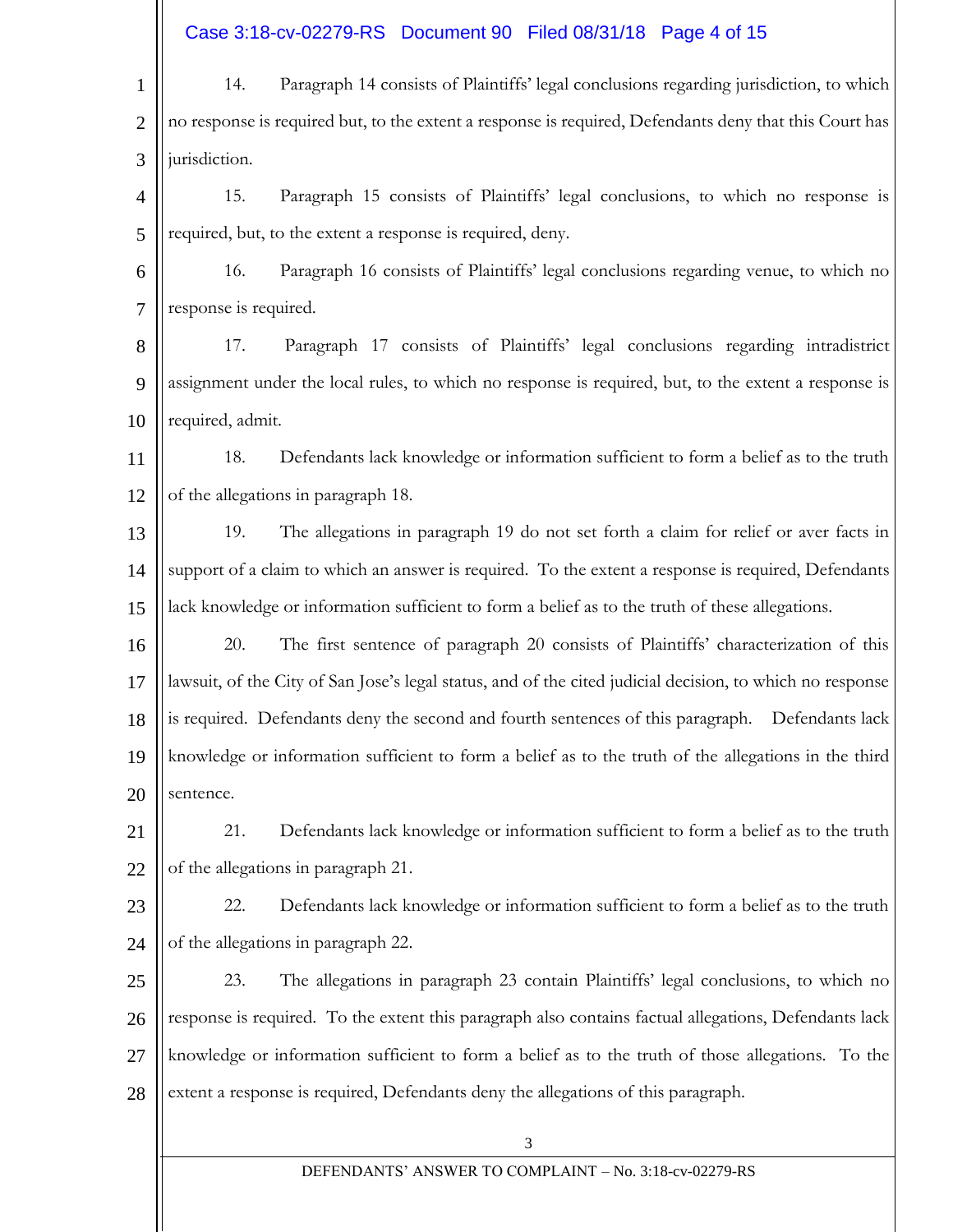14. Paragraph 14 consists of Plaintiffs' legal conclusions regarding jurisdiction, to which no response is required but, to the extent a response is required, Defendants deny that this Court has jurisdiction.

15. Paragraph 15 consists of Plaintiffs' legal conclusions, to which no response is required, but, to the extent a response is required, deny.

16. Paragraph 16 consists of Plaintiffs' legal conclusions regarding venue, to which no response is required.

17. Paragraph 17 consists of Plaintiffs' legal conclusions regarding intradistrict assignment under the local rules, to which no response is required, but, to the extent a response is required, admit.

18. Defendants lack knowledge or information sufficient to form a belief as to the truth of the allegations in paragraph 18.

19. The allegations in paragraph 19 do not set forth a claim for relief or aver facts in support of a claim to which an answer is required. To the extent a response is required, Defendants lack knowledge or information sufficient to form a belief as to the truth of these allegations.

20. The first sentence of paragraph 20 consists of Plaintiffs' characterization of this lawsuit, of the City of San Jose's legal status, and of the cited judicial decision, to which no response is required. Defendants deny the second and fourth sentences of this paragraph. Defendants lack knowledge or information sufficient to form a belief as to the truth of the allegations in the third sentence.

21. Defendants lack knowledge or information sufficient to form a belief as to the truth of the allegations in paragraph 21.

22. Defendants lack knowledge or information sufficient to form a belief as to the truth of the allegations in paragraph 22.

23. The allegations in paragraph 23 contain Plaintiffs' legal conclusions, to which no response is required. To the extent this paragraph also contains factual allegations, Defendants lack knowledge or information sufficient to form a belief as to the truth of those allegations. To the extent a response is required, Defendants deny the allegations of this paragraph.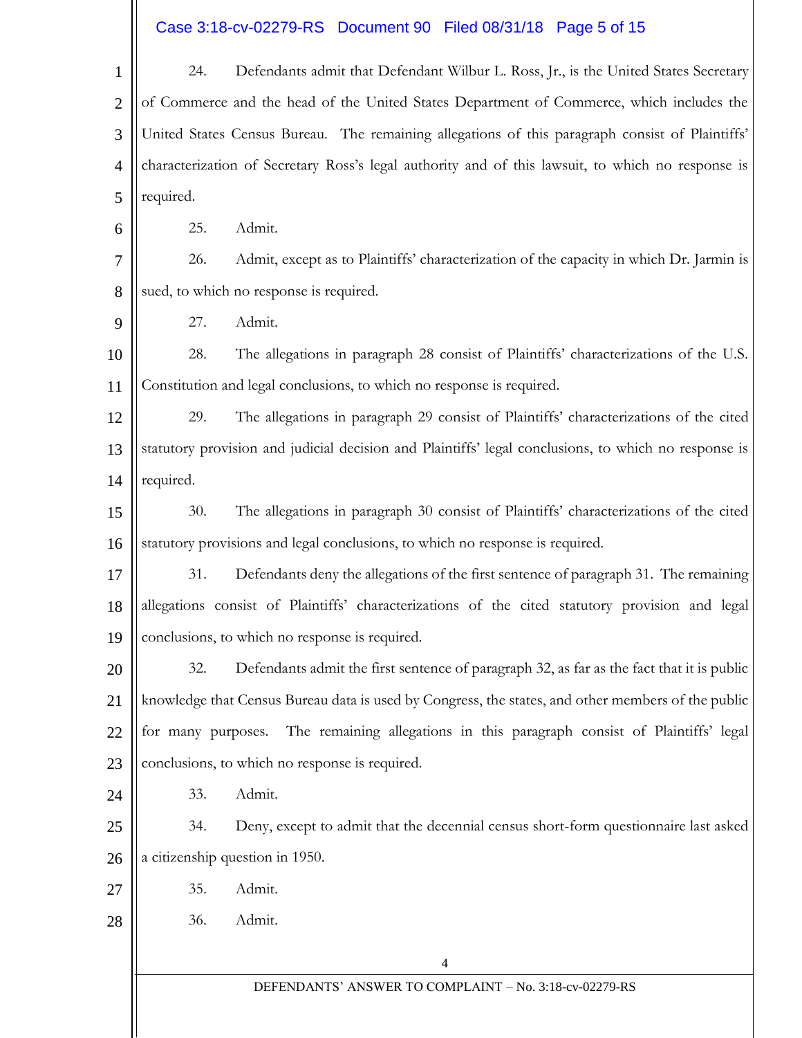24. Defendants admit that Defendant Wilbur L. Ross, Jr., is the United States Secretary of Commerce and the head of the United States Department of Commerce, which includes the United States Census Bureau. The remaining allegations of this paragraph consist of Plaintiffs' characterization of Secretary Ross's legal authority and of this lawsuit, to which no response is required.

25. Admit.

26. Admit, except as to Plaintiffs' characterization of the capacity in which Dr. Jarmin is sued, to which no response is required.

27. Admit.

28. The allegations in paragraph 28 consist of Plaintiffs' characterizations of the U.S. Constitution and legal conclusions, to which no response is required.

29. The allegations in paragraph 29 consist of Plaintiffs' characterizations of the cited statutory provision and judicial decision and Plaintiffs' legal conclusions, to which no response is required.

30. The allegations in paragraph 30 consist of Plaintiffs' characterizations of the cited statutory provisions and legal conclusions, to which no response is required.

31. Defendants deny the allegations of the first sentence of paragraph 31. The remaining allegations consist of Plaintiffs' characterizations of the cited statutory provision and legal conclusions, to which no response is required.

32. Defendants admit the first sentence of paragraph 32, as far as the fact that it is public knowledge that Census Bureau data is used by Congress, the states, and other members of the public for many purposes. The remaining allegations in this paragraph consist of Plaintiffs' legal conclusions, to which no response is required.

33. Admit.

34. Deny, except to admit that the decennial census short-form questionnaire last asked a citizenship question in 1950.

35. Admit.

36. Admit.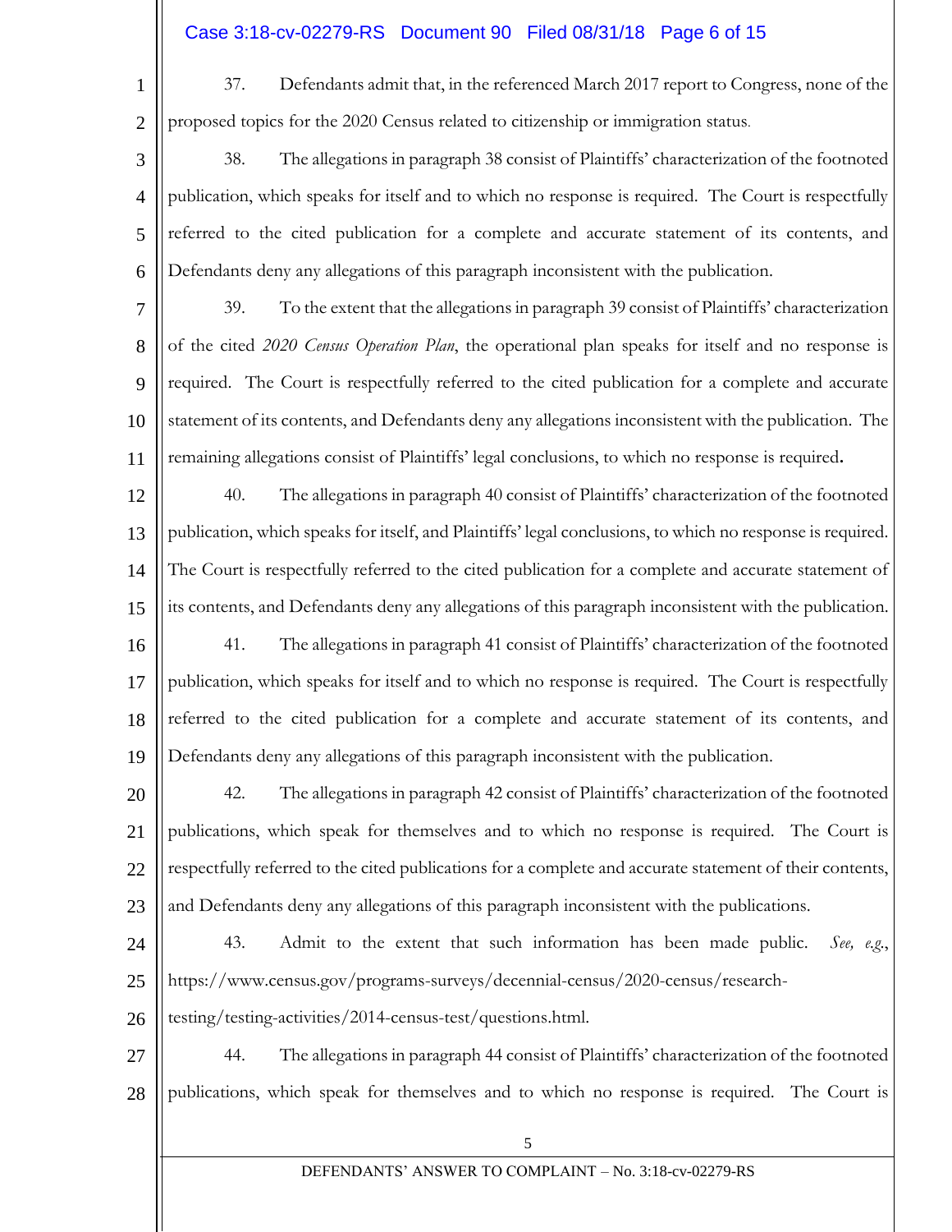37. Defendants admit that, in the referenced March 2017 report to Congress, none of the proposed topics for the 2020 Census related to citizenship or immigration status.

38. The allegations in paragraph 38 consist of Plaintiffs' characterization of the footnoted publication, which speaks for itself and to which no response is required. The Court is respectfully referred to the cited publication for a complete and accurate statement of its contents, and Defendants deny any allegations of this paragraph inconsistent with the publication.

39. To the extent that the allegations in paragraph 39 consist of Plaintiffs' characterization of the cited *2020 Census Operation Plan*, the operational plan speaks for itself and no response is required. The Court is respectfully referred to the cited publication for a complete and accurate statement of its contents, and Defendants deny any allegations inconsistent with the publication. The remaining allegations consist of Plaintiffs' legal conclusions, to which no response is required.

40. The allegations in paragraph 40 consist of Plaintiffs' characterization of the footnoted publication, which speaks for itself, and Plaintiffs' legal conclusions, to which no response is required. The Court is respectfully referred to the cited publication for a complete and accurate statement of its contents, and Defendants deny any allegations of this paragraph inconsistent with the publication.

41. The allegations in paragraph 41 consist of Plaintiffs' characterization of the footnoted publication, which speaks for itself and to which no response is required. The Court is respectfully referred to the cited publication for a complete and accurate statement of its contents, and Defendants deny any allegations of this paragraph inconsistent with the publication.

42. The allegations in paragraph 42 consist of Plaintiffs' characterization of the footnoted publications, which speak for themselves and to which no response is required. The Court is respectfully referred to the cited publications for a complete and accurate statement of their contents, and Defendants deny any allegations of this paragraph inconsistent with the publications.

43. Admit to the extent that such information has been made public. *See, e.g.*, https://www.census.gov/programs-surveys/decennial-census/2020-census/research-testing/testing-activities/2014-census-test/questions.html.

44. The allegations in paragraph 44 consist of Plaintiffs' characterization of the footnoted publications, which speak for themselves and to which no response is required. The Court is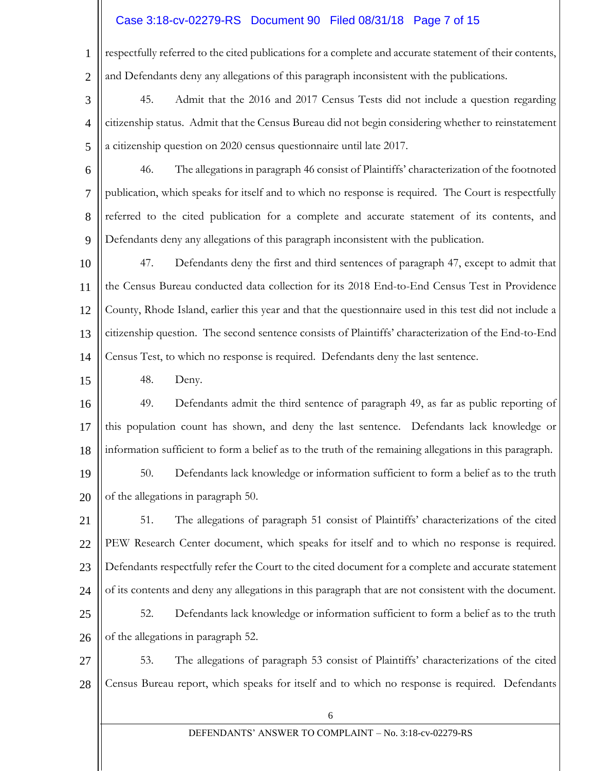respectfully referred to the cited publications for a complete and accurate statement of their contents, and Defendants deny any allegations of this paragraph inconsistent with the publications.

45. Admit that the 2016 and 2017 Census Tests did not include a question regarding citizenship status. Admit that the Census Bureau did not begin considering whether to reinstatement a citizenship question on 2020 census questionnaire until late 2017.

46. The allegations in paragraph 46 consist of Plaintiffs' characterization of the footnoted publication, which speaks for itself and to which no response is required. The Court is respectfully referred to the cited publication for a complete and accurate statement of its contents, and Defendants deny any allegations of this paragraph inconsistent with the publication.

47. Defendants deny the first and third sentences of paragraph 47, except to admit that the Census Bureau conducted data collection for its 2018 End-to-End Census Test in Providence County, Rhode Island, earlier this year and that the questionnaire used in this test did not include a citizenship question. The second sentence consists of Plaintiffs' characterization of the End-to-End Census Test, to which no response is required. Defendants deny the last sentence.

48. Deny.

49. Defendants admit the third sentence of paragraph 49, as far as public reporting of this population count has shown, and deny the last sentence. Defendants lack knowledge or information sufficient to form a belief as to the truth of the remaining allegations in this paragraph.

50. Defendants lack knowledge or information sufficient to form a belief as to the truth of the allegations in paragraph 50.

51. The allegations of paragraph 51 consist of Plaintiffs' characterizations of the cited PEW Research Center document, which speaks for itself and to which no response is required. Defendants respectfully refer the Court to the cited document for a complete and accurate statement of its contents and deny any allegations in this paragraph that are not consistent with the document.

52. Defendants lack knowledge or information sufficient to form a belief as to the truth of the allegations in paragraph 52.

53. The allegations of paragraph 53 consist of Plaintiffs' characterizations of the cited Census Bureau report, which speaks for itself and to which no response is required. Defendants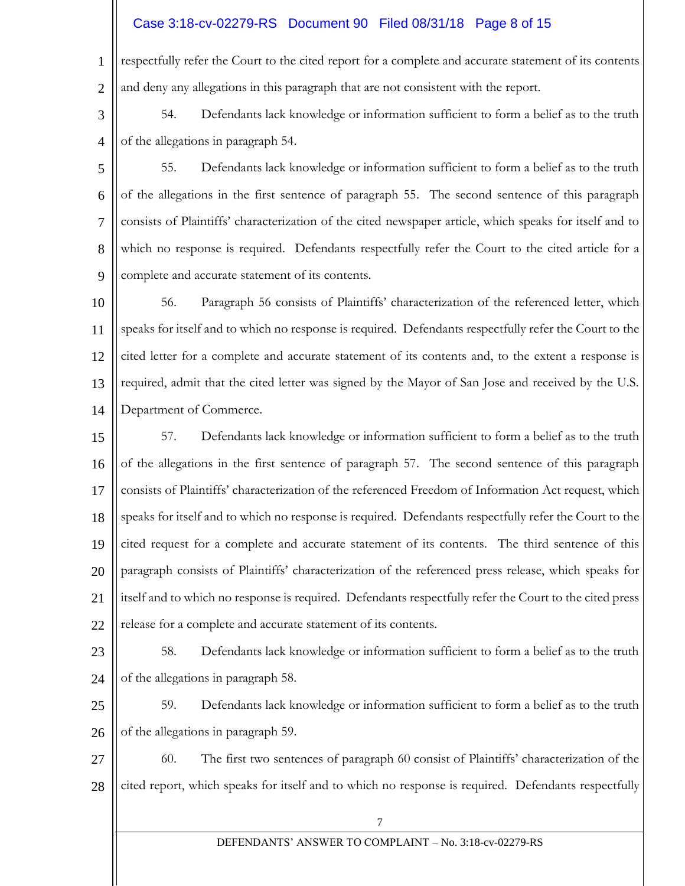respectfully refer the Court to the cited report for a complete and accurate statement of its contents and deny any allegations in this paragraph that are not consistent with the report.

54. Defendants lack knowledge or information sufficient to form a belief as to the truth of the allegations in paragraph 54.

55. Defendants lack knowledge or information sufficient to form a belief as to the truth of the allegations in the first sentence of paragraph 55. The second sentence of this paragraph consists of Plaintiffs' characterization of the cited newspaper article, which speaks for itself and to which no response is required. Defendants respectfully refer the Court to the cited article for a complete and accurate statement of its contents.

56. Paragraph 56 consists of Plaintiffs' characterization of the referenced letter, which speaks for itself and to which no response is required. Defendants respectfully refer the Court to the cited letter for a complete and accurate statement of its contents and, to the extent a response is required, admit that the cited letter was signed by the Mayor of San Jose and received by the U.S. Department of Commerce.

57. Defendants lack knowledge or information sufficient to form a belief as to the truth of the allegations in the first sentence of paragraph 57. The second sentence of this paragraph consists of Plaintiffs' characterization of the referenced Freedom of Information Act request, which speaks for itself and to which no response is required. Defendants respectfully refer the Court to the cited request for a complete and accurate statement of its contents. The third sentence of this paragraph consists of Plaintiffs' characterization of the referenced press release, which speaks for itself and to which no response is required. Defendants respectfully refer the Court to the cited press release for a complete and accurate statement of its contents.

58. Defendants lack knowledge or information sufficient to form a belief as to the truth of the allegations in paragraph 58.

59. Defendants lack knowledge or information sufficient to form a belief as to the truth of the allegations in paragraph 59.

60. The first two sentences of paragraph 60 consist of Plaintiffs' characterization of the cited report, which speaks for itself and to which no response is required. Defendants respectfully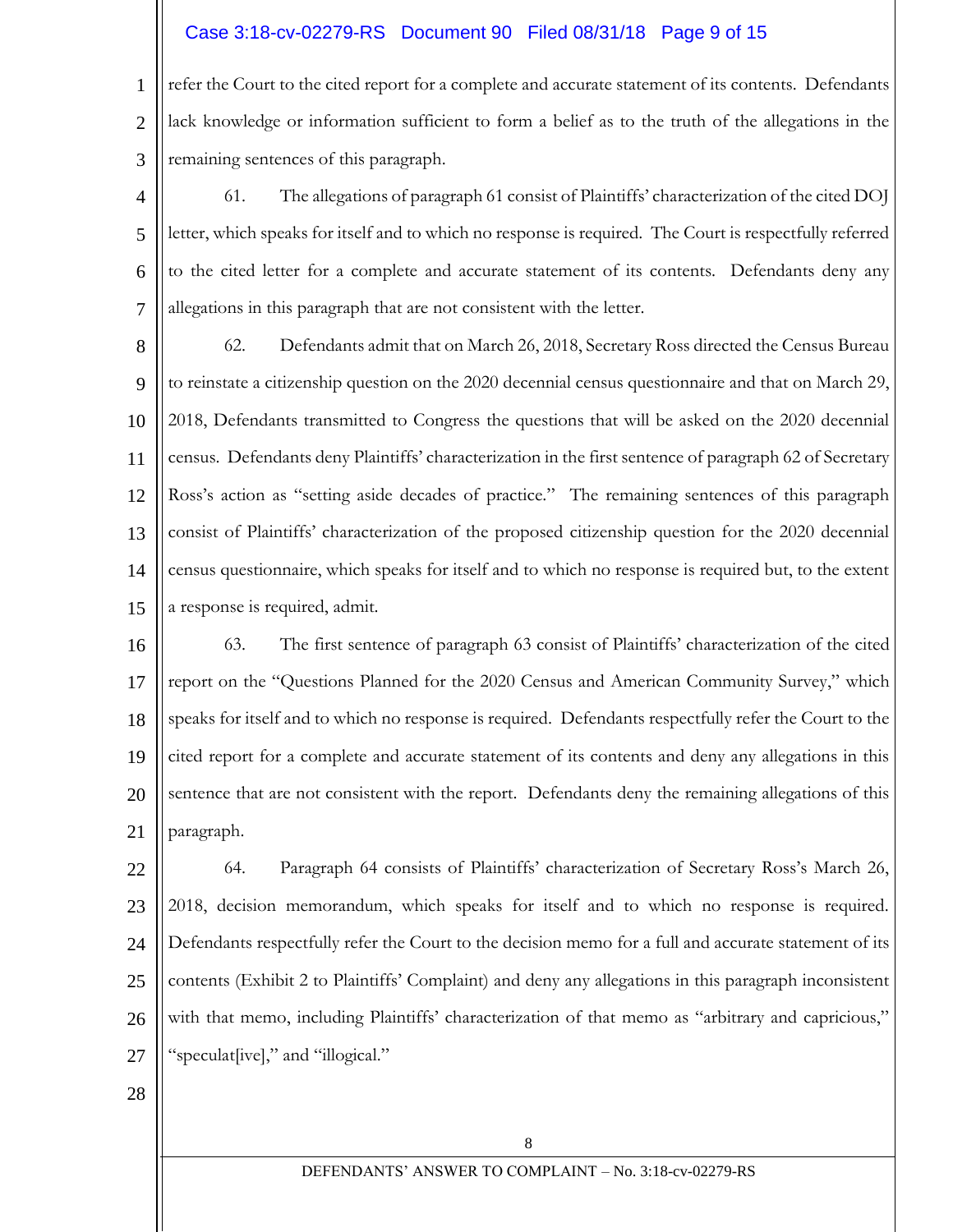refer the Court to the cited report for a complete and accurate statement of its contents. Defendants lack knowledge or information sufficient to form a belief as to the truth of the allegations in the remaining sentences of this paragraph.

61. The allegations of paragraph 61 consist of Plaintiffs' characterization of the cited DOJ letter, which speaks for itself and to which no response is required. The Court is respectfully referred to the cited letter for a complete and accurate statement of its contents. Defendants deny any allegations in this paragraph that are not consistent with the letter.

62. Defendants admit that on March 26, 2018, Secretary Ross directed the Census Bureau to reinstate a citizenship question on the 2020 decennial census questionnaire and that on March 29, 2018, Defendants transmitted to Congress the questions that will be asked on the 2020 decennial census. Defendants deny Plaintiffs' characterization in the first sentence of paragraph 62 of Secretary Ross's action as "setting aside decades of practice." The remaining sentences of this paragraph consist of Plaintiffs' characterization of the proposed citizenship question for the 2020 decennial census questionnaire, which speaks for itself and to which no response is required but, to the extent a response is required, admit.

63. The first sentence of paragraph 63 consist of Plaintiffs' characterization of the cited report on the "Questions Planned for the 2020 Census and American Community Survey," which speaks for itself and to which no response is required. Defendants respectfully refer the Court to the cited report for a complete and accurate statement of its contents and deny any allegations in this sentence that are not consistent with the report. Defendants deny the remaining allegations of this paragraph.

64. Paragraph 64 consists of Plaintiffs' characterization of Secretary Ross's March 26, 2018, decision memorandum, which speaks for itself and to which no response is required. Defendants respectfully refer the Court to the decision memo for a full and accurate statement of its contents (Exhibit 2 to Plaintiffs' Complaint) and deny any allegations in this paragraph inconsistent with that memo, including Plaintiffs' characterization of that memo as "arbitrary and capricious," "speculat[ive]," and "illogical."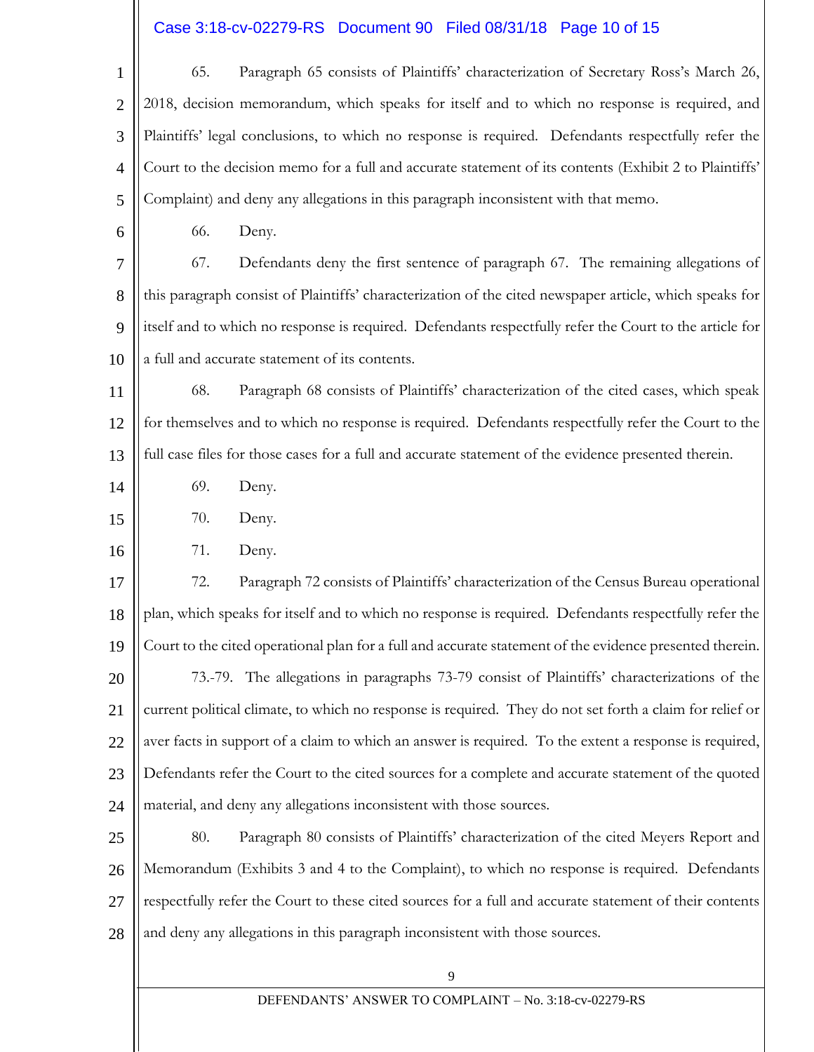65. Paragraph 65 consists of Plaintiffs' characterization of Secretary Ross's March 26, 2018, decision memorandum, which speaks for itself and to which no response is required, and Plaintiffs' legal conclusions, to which no response is required. Defendants respectfully refer the Court to the decision memo for a full and accurate statement of its contents (Exhibit 2 to Plaintiffs' Complaint) and deny any allegations in this paragraph inconsistent with that memo.

66. Deny.

67. Defendants deny the first sentence of paragraph 67. The remaining allegations of this paragraph consist of Plaintiffs' characterization of the cited newspaper article, which speaks for itself and to which no response is required. Defendants respectfully refer the Court to the article for a full and accurate statement of its contents.

68. Paragraph 68 consists of Plaintiffs' characterization of the cited cases, which speak for themselves and to which no response is required. Defendants respectfully refer the Court to the full case files for those cases for a full and accurate statement of the evidence presented therein.

69. Deny.

70. Deny.

71. Deny.

72. Paragraph 72 consists of Plaintiffs' characterization of the Census Bureau operational plan, which speaks for itself and to which no response is required. Defendants respectfully refer the Court to the cited operational plan for a full and accurate statement of the evidence presented therein.

73.-79. The allegations in paragraphs 73-79 consist of Plaintiffs' characterizations of the current political climate, to which no response is required. They do not set forth a claim for relief or aver facts in support of a claim to which an answer is required. To the extent a response is required, Defendants refer the Court to the cited sources for a complete and accurate statement of the quoted material, and deny any allegations inconsistent with those sources.

80. Paragraph 80 consists of Plaintiffs' characterization of the cited Meyers Report and Memorandum (Exhibits 3 and 4 to the Complaint), to which no response is required. Defendants respectfully refer the Court to these cited sources for a full and accurate statement of their contents and deny any allegations in this paragraph inconsistent with those sources.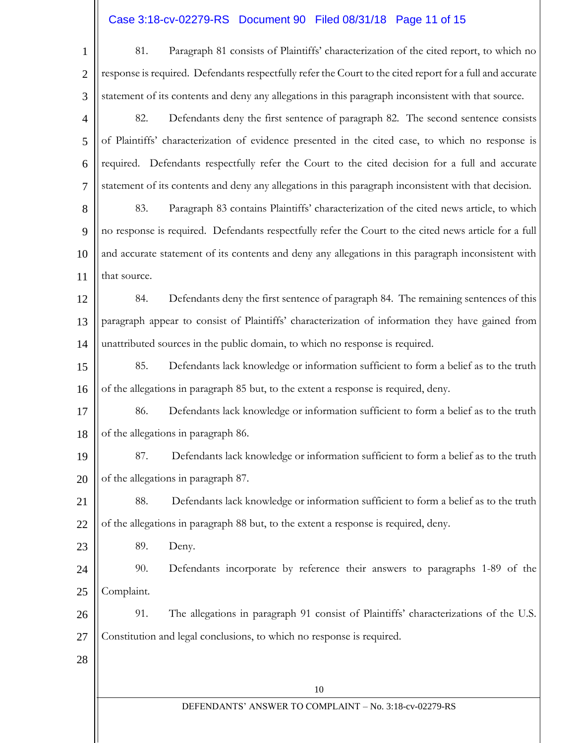81. Paragraph 81 consists of Plaintiffs' characterization of the cited report, to which no response is required. Defendants respectfully refer the Court to the cited report for a full and accurate statement of its contents and deny any allegations in this paragraph inconsistent with that source.

82. Defendants deny the first sentence of paragraph 82. The second sentence consists of Plaintiffs' characterization of evidence presented in the cited case, to which no response is required. Defendants respectfully refer the Court to the cited decision for a full and accurate statement of its contents and deny any allegations in this paragraph inconsistent with that decision.

83. Paragraph 83 contains Plaintiffs' characterization of the cited news article, to which no response is required. Defendants respectfully refer the Court to the cited news article for a full and accurate statement of its contents and deny any allegations in this paragraph inconsistent with that source.

84. Defendants deny the first sentence of paragraph 84. The remaining sentences of this paragraph appear to consist of Plaintiffs' characterization of information they have gained from unattributed sources in the public domain, to which no response is required.

85. Defendants lack knowledge or information sufficient to form a belief as to the truth of the allegations in paragraph 85 but, to the extent a response is required, deny.

86. Defendants lack knowledge or information sufficient to form a belief as to the truth of the allegations in paragraph 86.

87. Defendants lack knowledge or information sufficient to form a belief as to the truth of the allegations in paragraph 87.

88. Defendants lack knowledge or information sufficient to form a belief as to the truth of the allegations in paragraph 88 but, to the extent a response is required, deny.

89. Deny.

90. Defendants incorporate by reference their answers to paragraphs 1-89 of the Complaint.

91. The allegations in paragraph 91 consist of Plaintiffs' characterizations of the U.S. Constitution and legal conclusions, to which no response is required.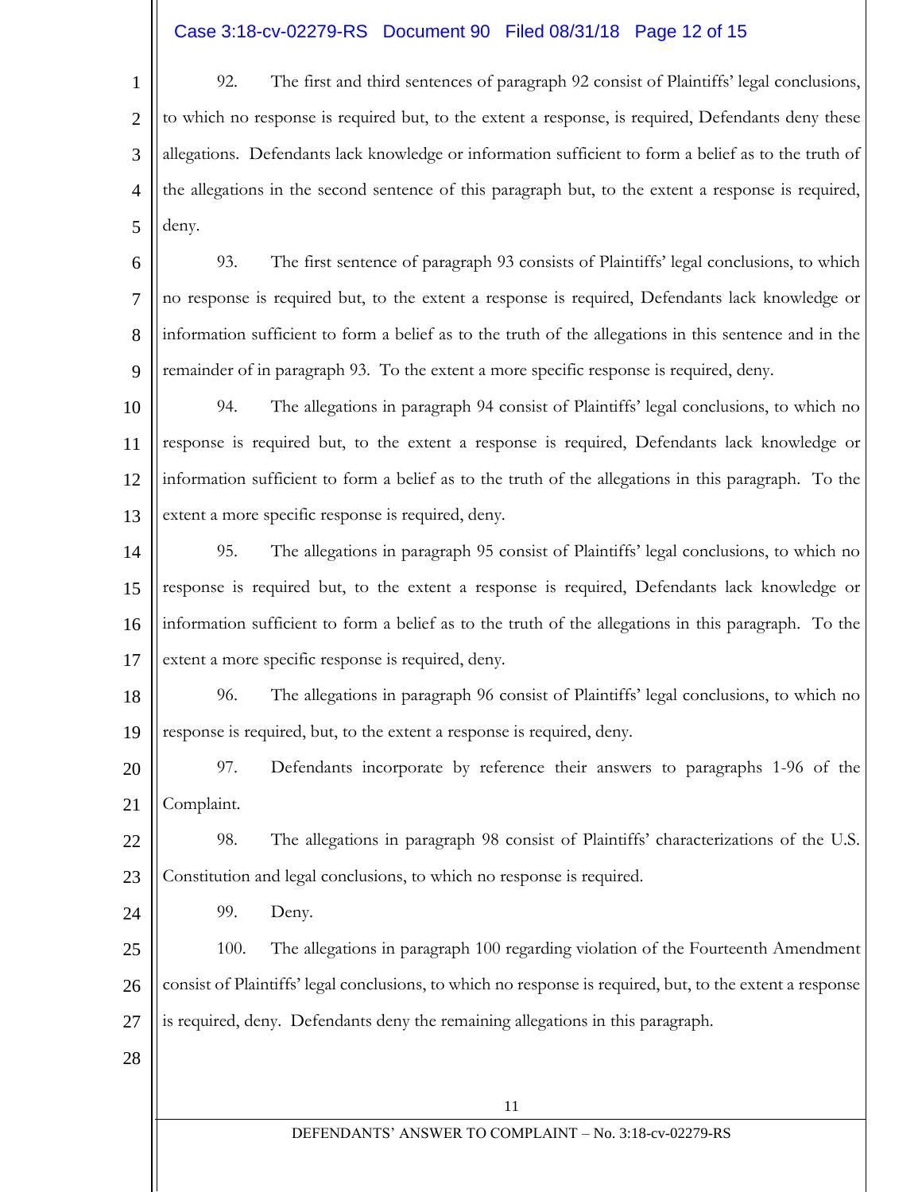92. The first and third sentences of paragraph 92 consist of Plaintiffs' legal conclusions, to which no response is required but, to the extent a response, is required, Defendants deny these allegations. Defendants lack knowledge or information sufficient to form a belief as to the truth of the allegations in the second sentence of this paragraph but, to the extent a response is required, deny.

93. The first sentence of paragraph 93 consists of Plaintiffs' legal conclusions, to which no response is required but, to the extent a response is required, Defendants lack knowledge or information sufficient to form a belief as to the truth of the allegations in this sentence and in the remainder of in paragraph 93. To the extent a more specific response is required, deny.

94. The allegations in paragraph 94 consist of Plaintiffs' legal conclusions, to which no response is required but, to the extent a response is required, Defendants lack knowledge or information sufficient to form a belief as to the truth of the allegations in this paragraph. To the extent a more specific response is required, deny.

95. The allegations in paragraph 95 consist of Plaintiffs' legal conclusions, to which no response is required but, to the extent a response is required, Defendants lack knowledge or information sufficient to form a belief as to the truth of the allegations in this paragraph. To the extent a more specific response is required, deny.

96. The allegations in paragraph 96 consist of Plaintiffs' legal conclusions, to which no response is required, but, to the extent a response is required, deny.

97. Defendants incorporate by reference their answers to paragraphs 1-96 of the Complaint.

98. The allegations in paragraph 98 consist of Plaintiffs' characterizations of the U.S. Constitution and legal conclusions, to which no response is required.

99. Deny.

100. The allegations in paragraph 100 regarding violation of the Fourteenth Amendment consist of Plaintiffs' legal conclusions, to which no response is required, but, to the extent a response is required, deny. Defendants deny the remaining allegations in this paragraph.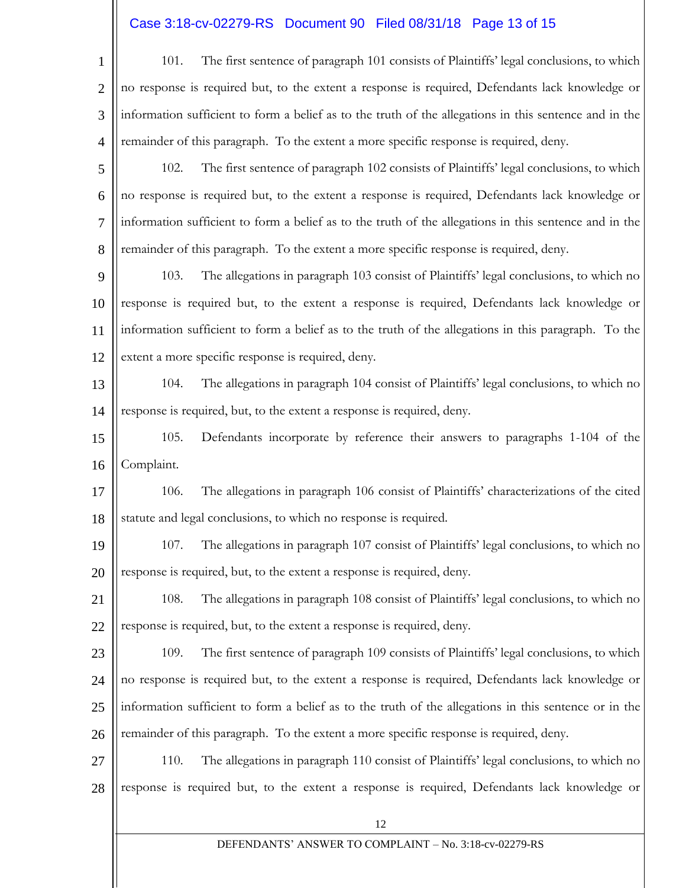101. The first sentence of paragraph 101 consists of Plaintiffs' legal conclusions, to which no response is required but, to the extent a response is required, Defendants lack knowledge or information sufficient to form a belief as to the truth of the allegations in this sentence and in the remainder of this paragraph. To the extent a more specific response is required, deny.

102. The first sentence of paragraph 102 consists of Plaintiffs' legal conclusions, to which no response is required but, to the extent a response is required, Defendants lack knowledge or information sufficient to form a belief as to the truth of the allegations in this sentence and in the remainder of this paragraph. To the extent a more specific response is required, deny.

103. The allegations in paragraph 103 consist of Plaintiffs' legal conclusions, to which no response is required but, to the extent a response is required, Defendants lack knowledge or information sufficient to form a belief as to the truth of the allegations in this paragraph. To the extent a more specific response is required, deny.

104. The allegations in paragraph 104 consist of Plaintiffs' legal conclusions, to which no response is required, but, to the extent a response is required, deny.

105. Defendants incorporate by reference their answers to paragraphs 1-104 of the Complaint.

106. The allegations in paragraph 106 consist of Plaintiffs' characterizations of the cited statute and legal conclusions, to which no response is required.

107. The allegations in paragraph 107 consist of Plaintiffs' legal conclusions, to which no response is required, but, to the extent a response is required, deny.

108. The allegations in paragraph 108 consist of Plaintiffs' legal conclusions, to which no response is required, but, to the extent a response is required, deny.

109. The first sentence of paragraph 109 consists of Plaintiffs' legal conclusions, to which no response is required but, to the extent a response is required, Defendants lack knowledge or information sufficient to form a belief as to the truth of the allegations in this sentence or in the remainder of this paragraph. To the extent a more specific response is required, deny.

110. The allegations in paragraph 110 consist of Plaintiffs' legal conclusions, to which no response is required but, to the extent a response is required, Defendants lack knowledge or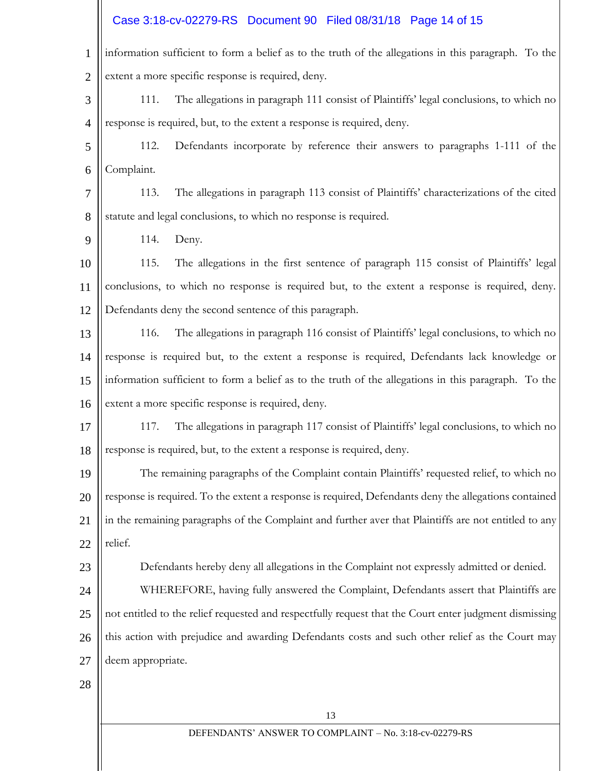information sufficient to form a belief as to the truth of the allegations in this paragraph. To the extent a more specific response is required, deny.

111. The allegations in paragraph 111 consist of Plaintiffs' legal conclusions, to which no response is required, but, to the extent a response is required, deny.

112. Defendants incorporate by reference their answers to paragraphs 1-111 of the Complaint.

113. The allegations in paragraph 113 consist of Plaintiffs' characterizations of the cited statute and legal conclusions, to which no response is required.

114. Deny.

115. The allegations in the first sentence of paragraph 115 consist of Plaintiffs' legal conclusions, to which no response is required but, to the extent a response is required, deny. Defendants deny the second sentence of this paragraph.

116. The allegations in paragraph 116 consist of Plaintiffs' legal conclusions, to which no response is required but, to the extent a response is required, Defendants lack knowledge or information sufficient to form a belief as to the truth of the allegations in this paragraph. To the extent a more specific response is required, deny.

117. The allegations in paragraph 117 consist of Plaintiffs' legal conclusions, to which no response is required, but, to the extent a response is required, deny.

The remaining paragraphs of the Complaint contain Plaintiffs' requested relief, to which no response is required. To the extent a response is required, Defendants deny the allegations contained in the remaining paragraphs of the Complaint and further aver that Plaintiffs are not entitled to any relief.

Defendants hereby deny all allegations in the Complaint not expressly admitted or denied.

WHEREFORE, having fully answered the Complaint, Defendants assert that Plaintiffs are not entitled to the relief requested and respectfully request that the Court enter judgment dismissing this action with prejudice and awarding Defendants costs and such other relief as the Court may deem appropriate.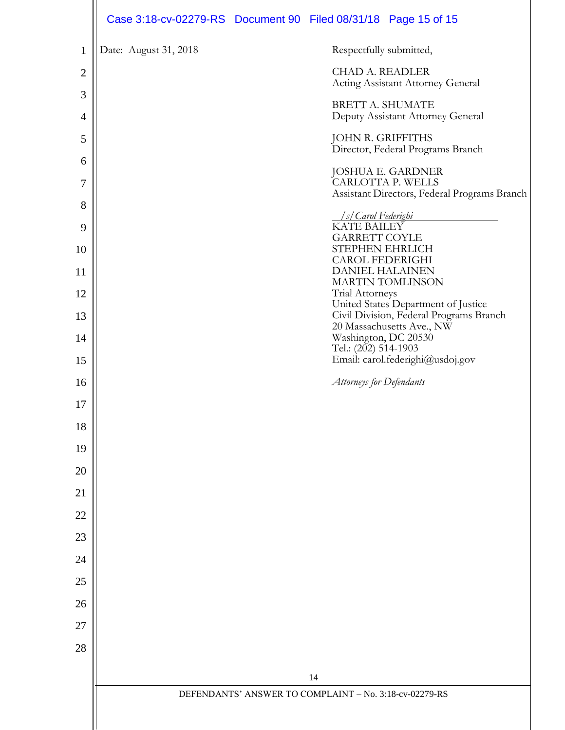Date: August 31, 2018

Respectfully submitted,

CHAD A. READLER
Acting Assistant Attorney General

BRETT A. SHUMATE
Deputy Assistant Attorney General

JOHN R. GRIFFITHS
Director, Federal Programs Branch

JOSHUA E. GARDNER
CARLOTTA P. WELLS
Assistant Directors, Federal Programs Branch

*/s/ Carol Federighi*
KATE BAILEY
GARRETT COYLE
STEPHEN EHRLICH
CAROL FEDERIGHI
DANIEL HALAINEN
MARTIN TOMLINSON
Trial Attorneys
United States Department of Justice
Civil Division, Federal Programs Branch
20 Massachusetts Ave., NW
Washington, DC 20530
Tel.: (202) 514-1903
Email: carol.federighi@usdoj.gov

*Attorneys for Defendants*